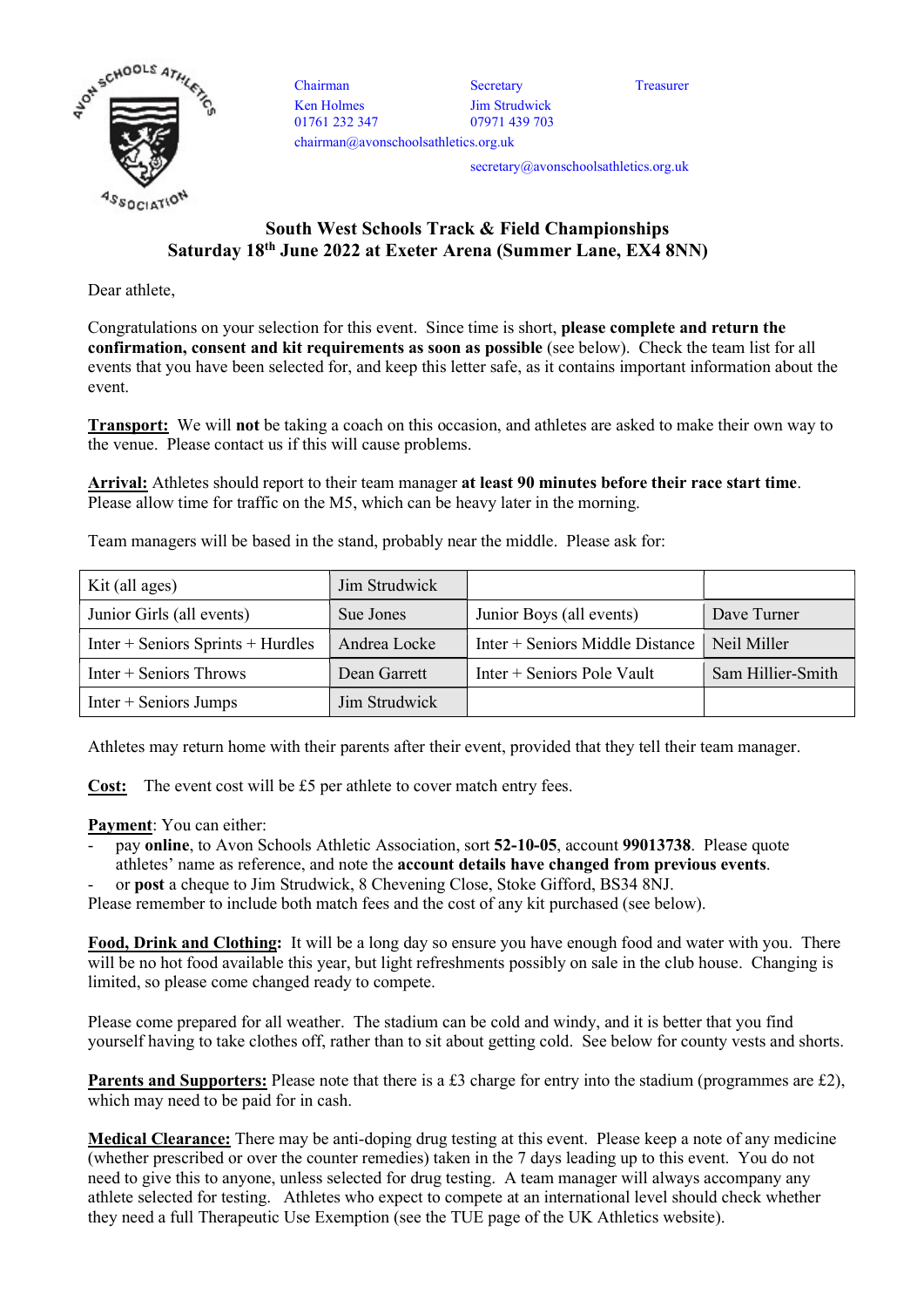Chairman
Ken Holmes
01761 232 347
chairman@avonschoolsathletics.org.uk

Secretary
Jim Strudwick
07971 439 703
secretary@avonschoolsathletics.org.uk

Treasurer

## South West Schools Track & Field Championships
## Saturday 18th June 2022 at Exeter Arena (Summer Lane, EX4 8NN)

Dear athlete,

Congratulations on your selection for this event. Since time is short, **please complete and return the confirmation, consent and kit requirements as soon as possible** (see below). Check the team list for all events that you have been selected for, and keep this letter safe, as it contains important information about the event.

**Transport:** We will **not** be taking a coach on this occasion, and athletes are asked to make their own way to the venue. Please contact us if this will cause problems.

**Arrival:** Athletes should report to their team manager **at least 90 minutes before their race start time**. Please allow time for traffic on the M5, which can be heavy later in the morning.

Team managers will be based in the stand, probably near the middle. Please ask for:

| Kit (all ages) | Jim Strudwick | | |
|---|---|---|---|
| Junior Girls (all events) | Sue Jones | Junior Boys (all events) | Dave Turner |
| Inter + Seniors Sprints + Hurdles | Andrea Locke | Inter + Seniors Middle Distance | Neil Miller |
| Inter + Seniors Throws | Dean Garrett | Inter + Seniors Pole Vault | Sam Hillier-Smith |
| Inter + Seniors Jumps | Jim Strudwick | | |

Athletes may return home with their parents after their event, provided that they tell their team manager.

**Cost:** The event cost will be £5 per athlete to cover match entry fees.

**Payment**: You can either:

- pay **online**, to Avon Schools Athletic Association, sort **52-10-05**, account **99013738**. Please quote athletes' name as reference, and note the **account details have changed from previous events**.
- or **post** a cheque to Jim Strudwick, 8 Chevening Close, Stoke Gifford, BS34 8NJ.

Please remember to include both match fees and the cost of any kit purchased (see below).

**Food, Drink and Clothing:** It will be a long day so ensure you have enough food and water with you. There will be no hot food available this year, but light refreshments possibly on sale in the club house. Changing is limited, so please come changed ready to compete.

Please come prepared for all weather. The stadium can be cold and windy, and it is better that you find yourself having to take clothes off, rather than to sit about getting cold. See below for county vests and shorts.

**Parents and Supporters:** Please note that there is a £3 charge for entry into the stadium (programmes are £2), which may need to be paid for in cash.

**Medical Clearance:** There may be anti-doping drug testing at this event. Please keep a note of any medicine (whether prescribed or over the counter remedies) taken in the 7 days leading up to this event. You do not need to give this to anyone, unless selected for drug testing. A team manager will always accompany any athlete selected for testing. Athletes who expect to compete at an international level should check whether they need a full Therapeutic Use Exemption (see the TUE page of the UK Athletics website).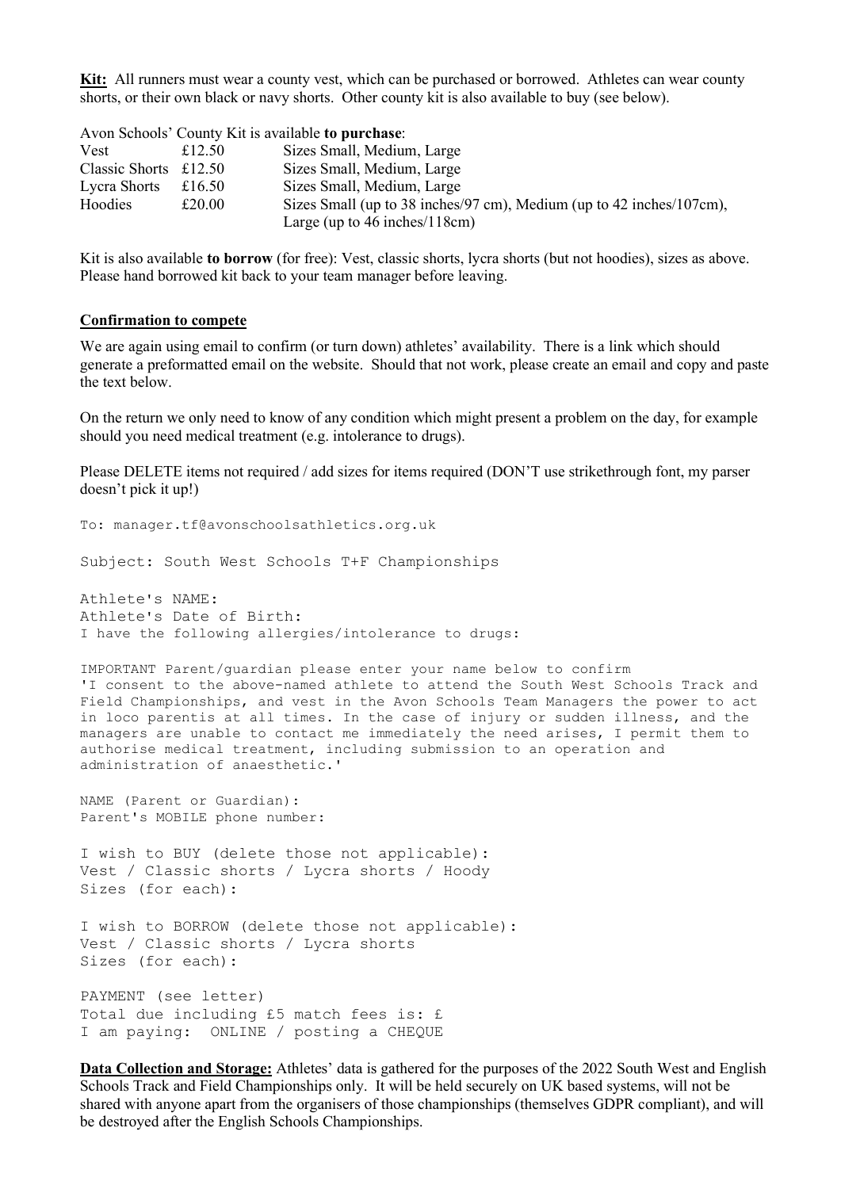**Kit:** All runners must wear a county vest, which can be purchased or borrowed. Athletes can wear county shorts, or their own black or navy shorts. Other county kit is also available to buy (see below).

Avon Schools' County Kit is available **to purchase**:

| | | |
|---|---|---|
| Vest | £12.50 | Sizes Small, Medium, Large |
| Classic Shorts | £12.50 | Sizes Small, Medium, Large |
| Lycra Shorts | £16.50 | Sizes Small, Medium, Large |
| Hoodies | £20.00 | Sizes Small (up to 38 inches/97 cm), Medium (up to 42 inches/107cm), Large (up to 46 inches/118cm) |

Kit is also available **to borrow** (for free): Vest, classic shorts, lycra shorts (but not hoodies), sizes as above. Please hand borrowed kit back to your team manager before leaving.

**Confirmation to compete**

We are again using email to confirm (or turn down) athletes' availability. There is a link which should generate a preformatted email on the website. Should that not work, please create an email and copy and paste the text below.

On the return we only need to know of any condition which might present a problem on the day, for example should you need medical treatment (e.g. intolerance to drugs).

Please DELETE items not required / add sizes for items required (DON'T use strikethrough font, my parser doesn't pick it up!)

```
To: manager.tf@avonschoolsathletics.org.uk

Subject: South West Schools T+F Championships

Athlete's NAME:
Athlete's Date of Birth:
I have the following allergies/intolerance to drugs:

IMPORTANT Parent/guardian please enter your name below to confirm
'I consent to the above-named athlete to attend the South West Schools Track and
Field Championships, and vest in the Avon Schools Team Managers the power to act
in loco parentis at all times. In the case of injury or sudden illness, and the
managers are unable to contact me immediately the need arises, I permit them to
authorise medical treatment, including submission to an operation and
administration of anaesthetic.'

NAME (Parent or Guardian):
Parent's MOBILE phone number:

I wish to BUY (delete those not applicable):
Vest / Classic shorts / Lycra shorts / Hoody
Sizes (for each):

I wish to BORROW (delete those not applicable):
Vest / Classic shorts / Lycra shorts
Sizes (for each):

PAYMENT (see letter)
Total due including £5 match fees is: £
I am paying:  ONLINE / posting a CHEQUE
```

**Data Collection and Storage:** Athletes' data is gathered for the purposes of the 2022 South West and English Schools Track and Field Championships only. It will be held securely on UK based systems, will not be shared with anyone apart from the organisers of those championships (themselves GDPR compliant), and will be destroyed after the English Schools Championships.